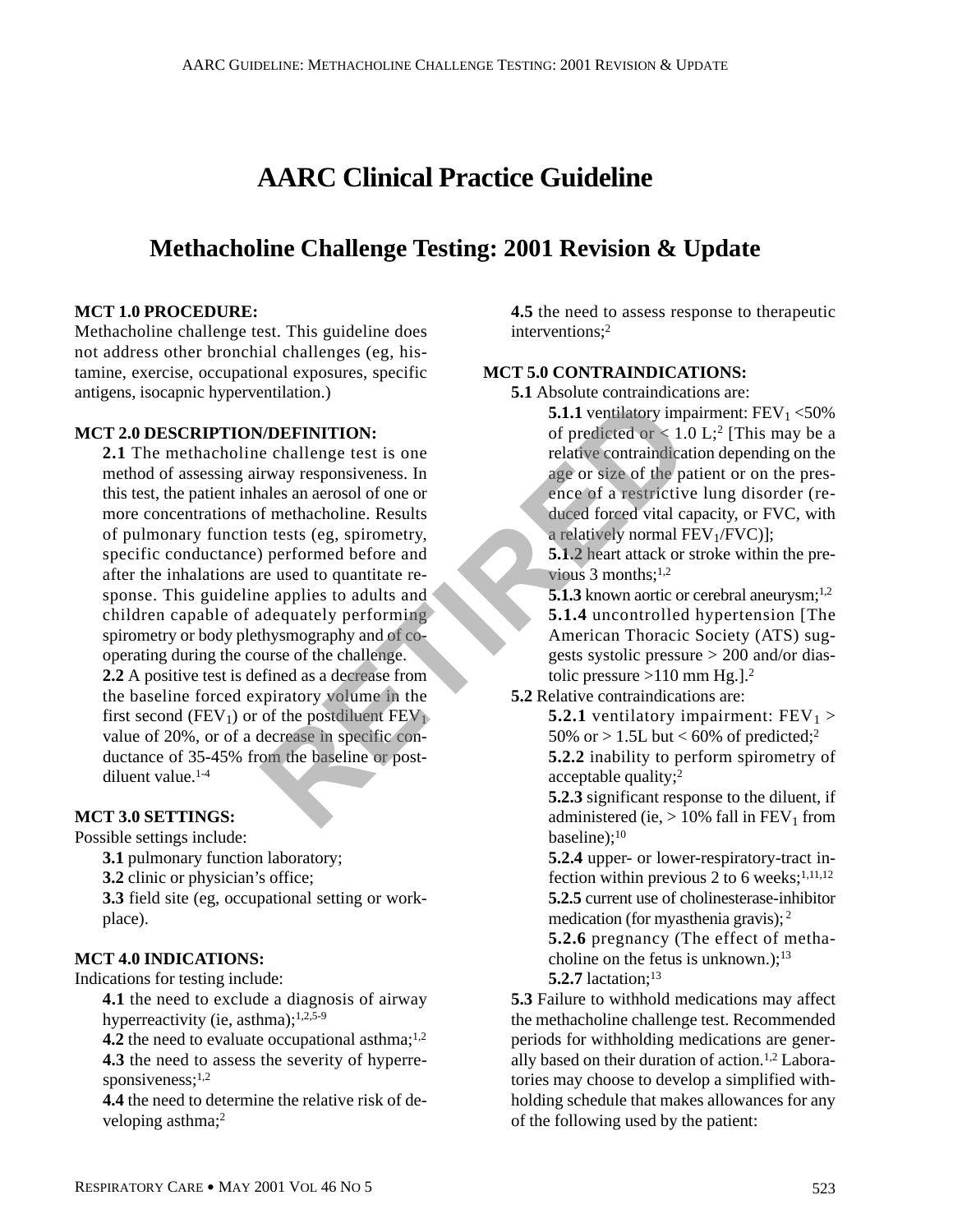# AARC Clinical Practice Guideline

## Methacholine Challenge Testing: 2001 Revision & Update

**MCT 1.0 PROCEDURE:**

Methacholine challenge test. This guideline does not address other bronchial challenges (eg, histamine, exercise, occupational exposures, specific antigens, isocapnic hyperventilation.)

**MCT 2.0 DESCRIPTION/DEFINITION:**

**2.1** The methacholine challenge test is one method of assessing airway responsiveness. In this test, the patient inhales an aerosol of one or more concentrations of methacholine. Results of pulmonary function tests (eg, spirometry, specific conductance) performed before and after the inhalations are used to quantitate response. This guideline applies to adults and children capable of adequately performing spirometry or body plethysmography and of cooperating during the course of the challenge.

**2.2** A positive test is defined as a decrease from the baseline forced expiratory volume in the first second ($FEV_1$) or of the postdiluent $FEV_1$ value of 20%, or of a decrease in specific conductance of 35-45% from the baseline or postdiluent value.[1-4]

**MCT 3.0 SETTINGS:**

Possible settings include:

**3.1** pulmonary function laboratory;

**3.2** clinic or physician's office;

**3.3** field site (eg, occupational setting or workplace).

**MCT 4.0 INDICATIONS:**

Indications for testing include:

**4.1** the need to exclude a diagnosis of airway hyperreactivity (ie, asthma);[1,2,5-9]

**4.2** the need to evaluate occupational asthma;[1,2]

**4.3** the need to assess the severity of hyperresponsiveness;[1,2]

**4.4** the need to determine the relative risk of developing asthma;[2]

**4.5** the need to assess response to therapeutic interventions;[2]

**MCT 5.0 CONTRAINDICATIONS:**

**5.1** Absolute contraindications are:

**5.1.1** ventilatory impairment: $FEV_1$ <50% of predicted or < 1.0 L;[2] [This may be a relative contraindication depending on the age or size of the patient or on the presence of a restrictive lung disorder (reduced forced vital capacity, or FVC, with a relatively normal $FEV_1$/FVC)];

**5.1.2** heart attack or stroke within the previous 3 months;[1,2]

**5.1.3** known aortic or cerebral aneurysm;[1,2]

**5.1.4** uncontrolled hypertension [The American Thoracic Society (ATS) suggests systolic pressure > 200 and/or diastolic pressure >110 mm Hg.].[2]

**5.2** Relative contraindications are:

**5.2.1** ventilatory impairment: $FEV_1$ > 50% or > 1.5L but < 60% of predicted;[2]

**5.2.2** inability to perform spirometry of acceptable quality;[2]

**5.2.3** significant response to the diluent, if administered (ie, > 10% fall in $FEV_1$ from baseline);[10]

**5.2.4** upper- or lower-respiratory-tract infection within previous 2 to 6 weeks;[1,11,12]

**5.2.5** current use of cholinesterase-inhibitor medication (for myasthenia gravis);[2]

**5.2.6** pregnancy (The effect of methacholine on the fetus is unknown.);[13]

**5.2.7** lactation;[13]

**5.3** Failure to withhold medications may affect the methacholine challenge test. Recommended periods for withholding medications are generally based on their duration of action.[1,2] Laboratories may choose to develop a simplified withholding schedule that makes allowances for any of the following used by the patient: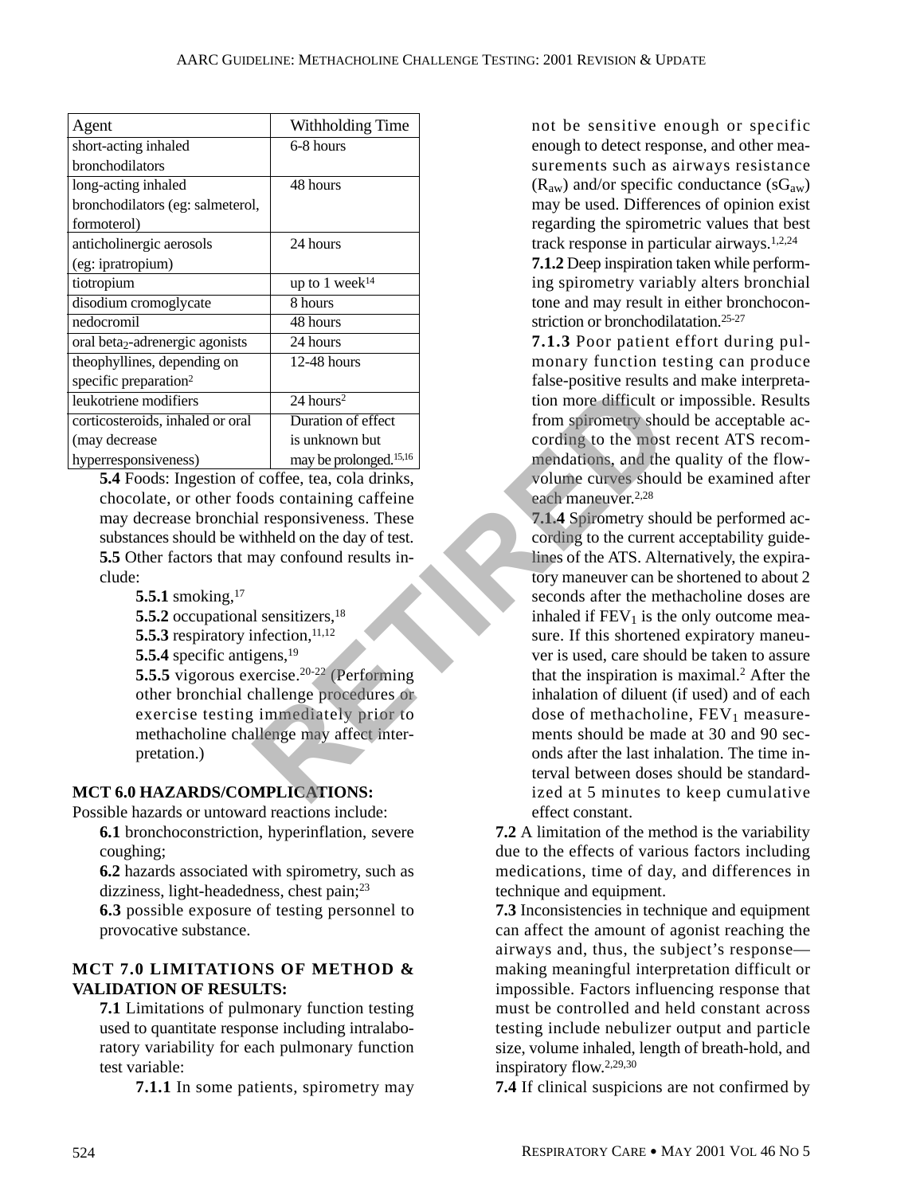| Agent | Withholding Time |
|---|---|
| short-acting inhaled bronchodilators | 6-8 hours |
| long-acting inhaled bronchodilators (eg: salmeterol, formoterol) | 48 hours |
| anticholinergic aerosols (eg: ipratropium) | 24 hours |
| tiotropium | up to 1 week[14] |
| disodium cromoglycate | 8 hours |
| nedocromil | 48 hours |
| oral $beta_2$-adrenergic agonists | 24 hours |
| theophyllines, depending on specific preparation[2] | 12-48 hours |
| leukotriene modifiers | 24 hours[2] |
| corticosteroids, inhaled or oral (may decrease hyperresponsiveness) | Duration of effect is unknown but may be prolonged.[15,16] |

**5.4** Foods: Ingestion of coffee, tea, cola drinks, chocolate, or other foods containing caffeine may decrease bronchial responsiveness. These substances should be withheld on the day of test.

**5.5** Other factors that may confound results include:

**5.5.1** smoking,[17]

**5.5.2** occupational sensitizers,[18]

**5.5.3** respiratory infection,[11,12]

**5.5.4** specific antigens,[19]

**5.5.5** vigorous exercise.[20-22] (Performing other bronchial challenge procedures or exercise testing immediately prior to methacholine challenge may affect interpretation.)

**MCT 6.0 HAZARDS/COMPLICATIONS:**

Possible hazards or untoward reactions include:

**6.1** bronchoconstriction, hyperinflation, severe coughing;

**6.2** hazards associated with spirometry, such as dizziness, light-headedness, chest pain;[23]

**6.3** possible exposure of testing personnel to provocative substance.

**MCT 7.0 LIMITATIONS OF METHOD & VALIDATION OF RESULTS:**

**7.1** Limitations of pulmonary function testing used to quantitate response including intralaboratory variability for each pulmonary function test variable:

**7.1.1** In some patients, spirometry may not be sensitive enough or specific enough to detect response, and other measurements such as airways resistance ($R_{aw}$) and/or specific conductance ($sG_{aw}$) may be used. Differences of opinion exist regarding the spirometric values that best track response in particular airways.[1,2,24]

**7.1.2** Deep inspiration taken while performing spirometry variably alters bronchial tone and may result in either bronchoconstriction or bronchodilatation.[25-27]

**7.1.3** Poor patient effort during pulmonary function testing can produce false-positive results and make interpretation more difficult or impossible. Results from spirometry should be acceptable according to the most recent ATS recommendations, and the quality of the flow-volume curves should be examined after each maneuver.[2,28]

**7.1.4** Spirometry should be performed according to the current acceptability guidelines of the ATS. Alternatively, the expiratory maneuver can be shortened to about 2 seconds after the methacholine doses are inhaled if $FEV_1$ is the only outcome measure. If this shortened expiratory maneuver is used, care should be taken to assure that the inspiration is maximal.[2] After the inhalation of diluent (if used) and of each dose of methacholine, $FEV_1$ measurements should be made at 30 and 90 seconds after the last inhalation. The time interval between doses should be standardized at 5 minutes to keep cumulative effect constant.

**7.2** A limitation of the method is the variability due to the effects of various factors including medications, time of day, and differences in technique and equipment.

**7.3** Inconsistencies in technique and equipment can affect the amount of agonist reaching the airways and, thus, the subject's response—making meaningful interpretation difficult or impossible. Factors influencing response that must be controlled and held constant across testing include nebulizer output and particle size, volume inhaled, length of breath-hold, and inspiratory flow.[2,29,30]

**7.4** If clinical suspicions are not confirmed by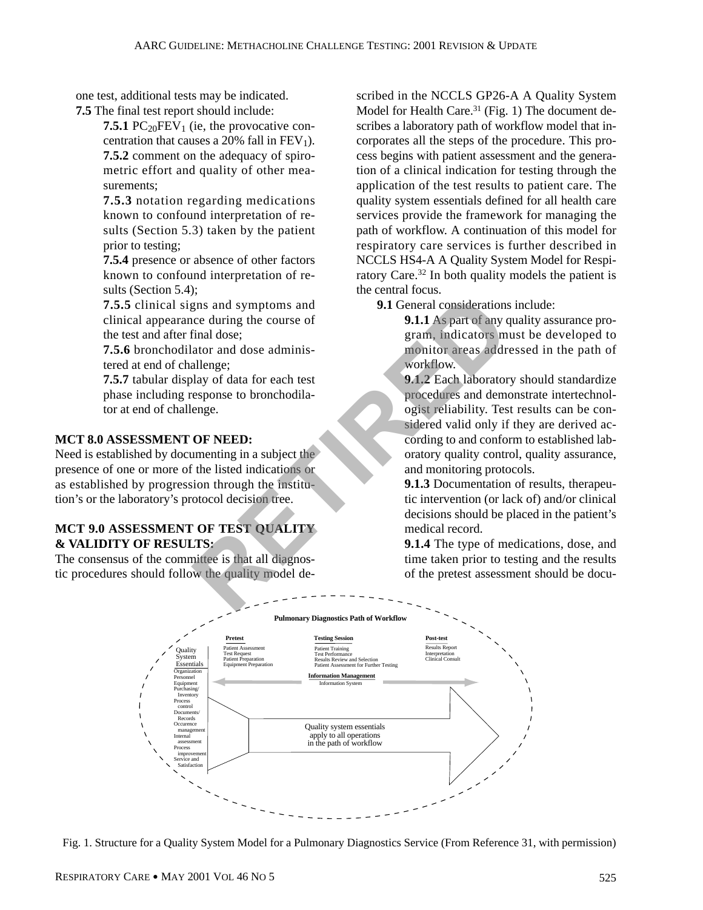one test, additional tests may be indicated.

**7.5** The final test report should include:

**7.5.1** $PC_{20}FEV_1$ (ie, the provocative concentration that causes a 20% fall in $FEV_1$).

**7.5.2** comment on the adequacy of spirometric effort and quality of other measurements;

**7.5.3** notation regarding medications known to confound interpretation of results (Section 5.3) taken by the patient prior to testing;

**7.5.4** presence or absence of other factors known to confound interpretation of results (Section 5.4);

**7.5.5** clinical signs and symptoms and clinical appearance during the course of the test and after final dose;

**7.5.6** bronchodilator and dose administered at end of challenge;

**7.5.7** tabular display of data for each test phase including response to bronchodilator at end of challenge.

## MCT 8.0 ASSESSMENT OF NEED:

Need is established by documenting in a subject the presence of one or more of the listed indications or as established by progression through the institution's or the laboratory's protocol decision tree.

## MCT 9.0 ASSESSMENT OF TEST QUALITY & VALIDITY OF RESULTS:

The consensus of the committee is that all diagnostic procedures should follow the quality model described in the NCCLS GP26-A A Quality System Model for Health Care.[31] (Fig. 1) The document describes a laboratory path of workflow model that incorporates all the steps of the procedure. This process begins with patient assessment and the generation of a clinical indication for testing through the application of the test results to patient care. The quality system essentials defined for all health care services provide the framework for managing the path of workflow. A continuation of this model for respiratory care services is further described in NCCLS HS4-A A Quality System Model for Respiratory Care.[32] In both quality models the patient is the central focus.

**9.1** General considerations include:

**9.1.1** As part of any quality assurance program, indicators must be developed to monitor areas addressed in the path of workflow.

**9.1.2** Each laboratory should standardize procedures and demonstrate intertechnologist reliability. Test results can be considered valid only if they are derived according to and conform to established laboratory quality control, quality assurance, and monitoring protocols.

**9.1.3** Documentation of results, therapeutic intervention (or lack of) and/or clinical decisions should be placed in the patient's medical record.

**9.1.4** The type of medications, dose, and time taken prior to testing and the results of the pretest assessment should be docu-

**Pulmonary Diagnostics Path of Workflow**

| Quality System Essentials | Pretest | Testing Session | Post-test |
|---|---|---|---|
| Organization, Personnel, Equipment, Purchasing/Inventory, Process control, Documents/Records, Occurence management, Internal assessment, Process improvement, Service and Satisfaction | Patient Assessment, Test Request, Patient Preparation, Equipment Preparation | Patient Training, Test Performance, Results Review and Selection, Patient Assessment for Further Testing | Results Report, Interpretation, Clinical Consult |

Information Management: Information System

Quality system essentials apply to all operations in the path of workflow

Fig. 1. Structure for a Quality System Model for a Pulmonary Diagnostics Service (From Reference 31, with permission)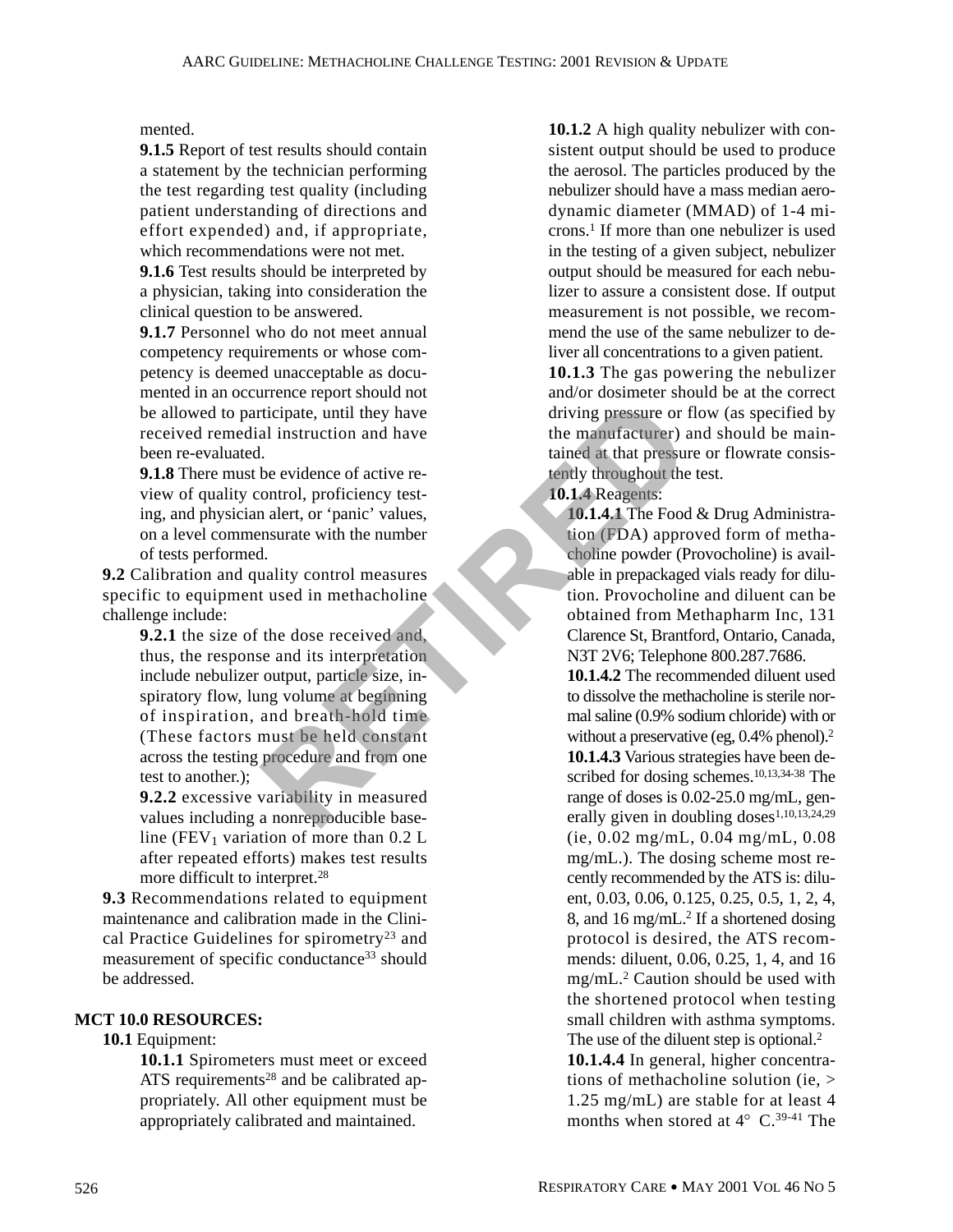mented.

**9.1.5** Report of test results should contain a statement by the technician performing the test regarding test quality (including patient understanding of directions and effort expended) and, if appropriate, which recommendations were not met.

**9.1.6** Test results should be interpreted by a physician, taking into consideration the clinical question to be answered.

**9.1.7** Personnel who do not meet annual competency requirements or whose competency is deemed unacceptable as documented in an occurrence report should not be allowed to participate, until they have received remedial instruction and have been re-evaluated.

**9.1.8** There must be evidence of active review of quality control, proficiency testing, and physician alert, or 'panic' values, on a level commensurate with the number of tests performed.

**9.2** Calibration and quality control measures specific to equipment used in methacholine challenge include:

**9.2.1** the size of the dose received and, thus, the response and its interpretation include nebulizer output, particle size, inspiratory flow, lung volume at beginning of inspiration, and breath-hold time (These factors must be held constant across the testing procedure and from one test to another.);

**9.2.2** excessive variability in measured values including a nonreproducible baseline ($FEV_1$ variation of more than 0.2 L after repeated efforts) makes test results more difficult to interpret.[28]

**9.3** Recommendations related to equipment maintenance and calibration made in the Clinical Practice Guidelines for spirometry[23] and measurement of specific conductance[33] should be addressed.

**MCT 10.0 RESOURCES:**

**10.1** Equipment:

**10.1.1** Spirometers must meet or exceed ATS requirements[28] and be calibrated appropriately. All other equipment must be appropriately calibrated and maintained.

**10.1.2** A high quality nebulizer with consistent output should be used to produce the aerosol. The particles produced by the nebulizer should have a mass median aerodynamic diameter (MMAD) of 1-4 microns.[1] If more than one nebulizer is used in the testing of a given subject, nebulizer output should be measured for each nebulizer to assure a consistent dose. If output measurement is not possible, we recommend the use of the same nebulizer to deliver all concentrations to a given patient.

**10.1.3** The gas powering the nebulizer and/or dosimeter should be at the correct driving pressure or flow (as specified by the manufacturer) and should be maintained at that pressure or flowrate consistently throughout the test.

**10.1.4** Reagents:

**10.1.4.1** The Food & Drug Administration (FDA) approved form of methacholine powder (Provocholine) is available in prepackaged vials ready for dilution. Provocholine and diluent can be obtained from Methapharm Inc, 131 Clarence St, Brantford, Ontario, Canada, N3T 2V6; Telephone 800.287.7686.

**10.1.4.2** The recommended diluent used to dissolve the methacholine is sterile normal saline (0.9% sodium chloride) with or without a preservative (eg, 0.4% phenol).[2]

**10.1.4.3** Various strategies have been described for dosing schemes.[10,13,34-38] The range of doses is 0.02-25.0 mg/mL, generally given in doubling doses[1,10,13,24,29] (ie, 0.02 mg/mL, 0.04 mg/mL, 0.08 mg/mL.). The dosing scheme most recently recommended by the ATS is: diluent, 0.03, 0.06, 0.125, 0.25, 0.5, 1, 2, 4, 8, and 16 mg/mL.[2] If a shortened dosing protocol is desired, the ATS recommends: diluent, 0.06, 0.25, 1, 4, and 16 mg/mL.[2] Caution should be used with the shortened protocol when testing small children with asthma symptoms. The use of the diluent step is optional.[2]

**10.1.4.4** In general, higher concentrations of methacholine solution (ie, > 1.25 mg/mL) are stable for at least 4 months when stored at 4° C.[39-41] The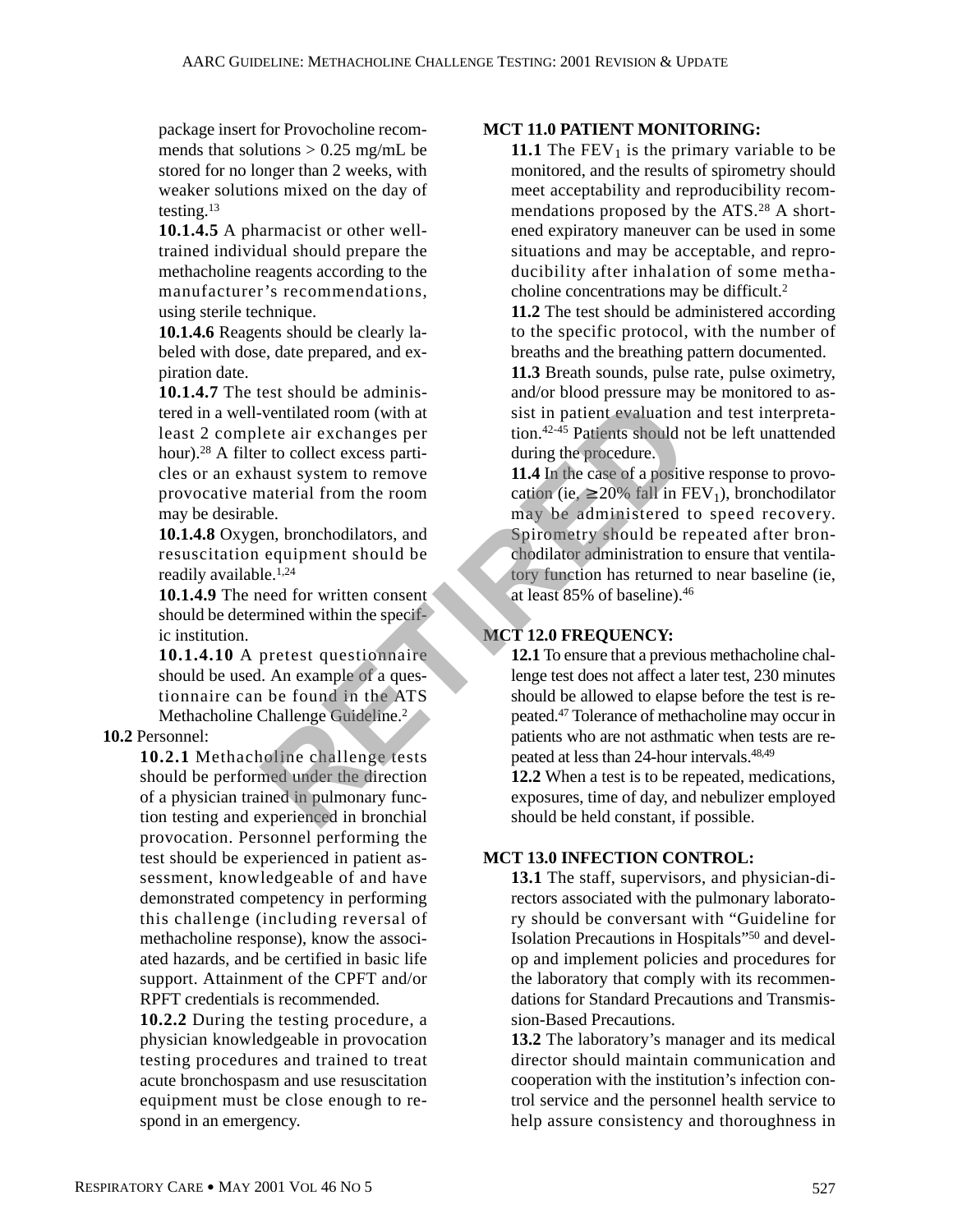package insert for Provocholine recommends that solutions > 0.25 mg/mL be stored for no longer than 2 weeks, with weaker solutions mixed on the day of testing.[13]

**10.1.4.5** A pharmacist or other well-trained individual should prepare the methacholine reagents according to the manufacturer's recommendations, using sterile technique.

**10.1.4.6** Reagents should be clearly labeled with dose, date prepared, and expiration date.

**10.1.4.7** The test should be administered in a well-ventilated room (with at least 2 complete air exchanges per hour).[28] A filter to collect excess particles or an exhaust system to remove provocative material from the room may be desirable.

**10.1.4.8** Oxygen, bronchodilators, and resuscitation equipment should be readily available.[1,24]

**10.1.4.9** The need for written consent should be determined within the specific institution.

**10.1.4.10** A pretest questionnaire should be used. An example of a questionnaire can be found in the ATS Methacholine Challenge Guideline.[2]

**10.2** Personnel:

**10.2.1** Methacholine challenge tests should be performed under the direction of a physician trained in pulmonary function testing and experienced in bronchial provocation. Personnel performing the test should be experienced in patient assessment, knowledgeable of and have demonstrated competency in performing this challenge (including reversal of methacholine response), know the associated hazards, and be certified in basic life support. Attainment of the CPFT and/or RPFT credentials is recommended.

**10.2.2** During the testing procedure, a physician knowledgeable in provocation testing procedures and trained to treat acute bronchospasm and use resuscitation equipment must be close enough to respond in an emergency.

**MCT 11.0 PATIENT MONITORING:**

**11.1** The $FEV_1$ is the primary variable to be monitored, and the results of spirometry should meet acceptability and reproducibility recommendations proposed by the ATS.[28] A shortened expiratory maneuver can be used in some situations and may be acceptable, and reproducibility after inhalation of some methacholine concentrations may be difficult.[2]

**11.2** The test should be administered according to the specific protocol, with the number of breaths and the breathing pattern documented.

**11.3** Breath sounds, pulse rate, pulse oximetry, and/or blood pressure may be monitored to assist in patient evaluation and test interpretation.[42-45] Patients should not be left unattended during the procedure.

**11.4** In the case of a positive response to provocation (ie, $\geq$20% fall in $FEV_1$), bronchodilator may be administered to speed recovery. Spirometry should be repeated after bronchodilator administration to ensure that ventilatory function has returned to near baseline (ie, at least 85% of baseline).[46]

**MCT 12.0 FREQUENCY:**

**12.1** To ensure that a previous methacholine challenge test does not affect a later test, 230 minutes should be allowed to elapse before the test is repeated.[47] Tolerance of methacholine may occur in patients who are not asthmatic when tests are repeated at less than 24-hour intervals.[48,49]

**12.2** When a test is to be repeated, medications, exposures, time of day, and nebulizer employed should be held constant, if possible.

**MCT 13.0 INFECTION CONTROL:**

**13.1** The staff, supervisors, and physician-directors associated with the pulmonary laboratory should be conversant with "Guideline for Isolation Precautions in Hospitals"[50] and develop and implement policies and procedures for the laboratory that comply with its recommendations for Standard Precautions and Transmission-Based Precautions.

**13.2** The laboratory's manager and its medical director should maintain communication and cooperation with the institution's infection control service and the personnel health service to help assure consistency and thoroughness in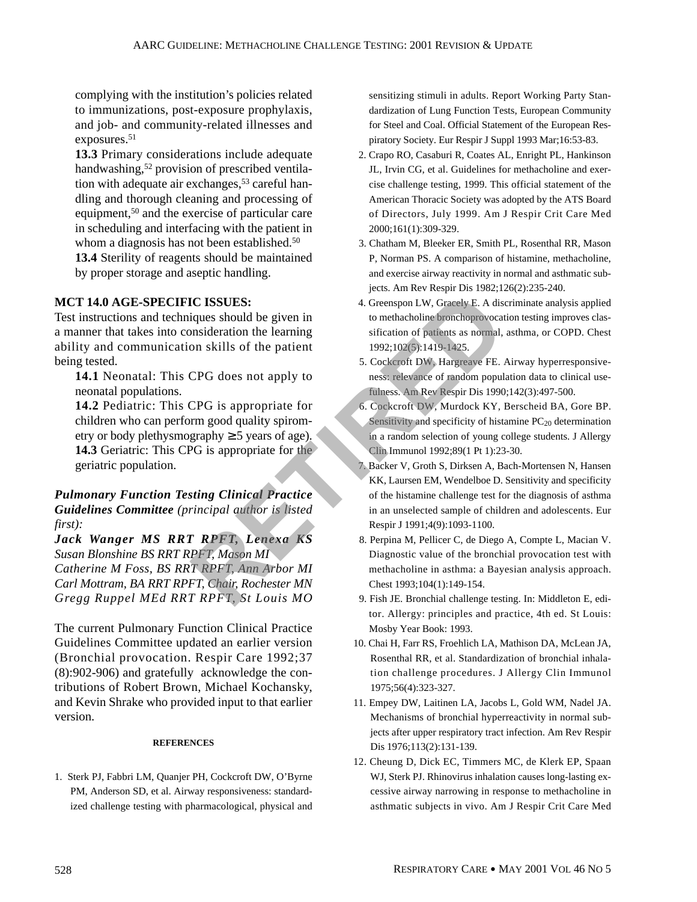complying with the institution's policies related to immunizations, post-exposure prophylaxis, and job- and community-related illnesses and exposures.[51]

**13.3** Primary considerations include adequate handwashing,[52] provision of prescribed ventilation with adequate air exchanges,[53] careful handling and thorough cleaning and processing of equipment,[50] and the exercise of particular care in scheduling and interfacing with the patient in whom a diagnosis has not been established.[50]

**13.4** Sterility of reagents should be maintained by proper storage and aseptic handling.

## MCT 14.0 AGE-SPECIFIC ISSUES:

Test instructions and techniques should be given in a manner that takes into consideration the learning ability and communication skills of the patient being tested.

**14.1** Neonatal: This CPG does not apply to neonatal populations.

**14.2** Pediatric: This CPG is appropriate for children who can perform good quality spirometry or body plethysmography (≥ 5 years of age).

**14.3** Geriatric: This CPG is appropriate for the geriatric population.

***Pulmonary Function Testing Clinical Practice Guidelines Committee*** *(principal author is listed first):*

***Jack Wanger MS RRT RPFT, Lenexa KS***
*Susan Blonshine BS RRT RPFT, Mason MI*
*Catherine M Foss, BS RRT RPFT, Ann Arbor MI*
*Carl Mottram, BA RRT RPFT, Chair, Rochester MN*
*Gregg Ruppel MEd RRT RPFT, St Louis MO*

The current Pulmonary Function Clinical Practice Guidelines Committee updated an earlier version (Bronchial provocation. Respir Care 1992;37 (8):902-906) and gratefully acknowledge the contributions of Robert Brown, Michael Kochansky, and Kevin Shrake who provided input to that earlier version.

RETIRED

### REFERENCES

1. Sterk PJ, Fabbri LM, Quanjer PH, Cockcroft DW, O'Byrne PM, Anderson SD, et al. Airway responsiveness: standardized challenge testing with pharmacological, physical and sensitizing stimuli in adults. Report Working Party Standardization of Lung Function Tests, European Community for Steel and Coal. Official Statement of the European Respiratory Society. Eur Respir J Suppl 1993 Mar;16:53-83.
2. Crapo RO, Casaburi R, Coates AL, Enright PL, Hankinson JL, Irvin CG, et al. Guidelines for methacholine and exercise challenge testing, 1999. This official statement of the American Thoracic Society was adopted by the ATS Board of Directors, July 1999. Am J Respir Crit Care Med 2000;161(1):309-329.
3. Chatham M, Bleeker ER, Smith PL, Rosenthal RR, Mason P, Norman PS. A comparison of histamine, methacholine, and exercise airway reactivity in normal and asthmatic subjects. Am Rev Respir Dis 1982;126(2):235-240.
4. Greenspon LW, Gracely E. A discriminate analysis applied to methacholine bronchoprovocation testing improves classification of patients as normal, asthma, or COPD. Chest 1992;102(5):1419-1425.
5. Cockcroft DW, Hargreave FE. Airway hyperresponsiveness: relevance of random population data to clinical usefulness. Am Rev Respir Dis 1990;142(3):497-500.
6. Cockcroft DW, Murdock KY, Berscheid BA, Gore BP. Sensitivity and specificity of histamine $PC_{20}$ determination in a random selection of young college students. J Allergy Clin Immunol 1992;89(1 Pt 1):23-30.
7. Backer V, Groth S, Dirksen A, Bach-Mortensen N, Hansen KK, Laursen EM, Wendelboe D. Sensitivity and specificity of the histamine challenge test for the diagnosis of asthma in an unselected sample of children and adolescents. Eur Respir J 1991;4(9):1093-1100.
8. Perpina M, Pellicer C, de Diego A, Compte L, Macian V. Diagnostic value of the bronchial provocation test with methacholine in asthma: a Bayesian analysis approach. Chest 1993;104(1):149-154.
9. Fish JE. Bronchial challenge testing. In: Middleton E, editor. Allergy: principles and practice, 4th ed. St Louis: Mosby Year Book: 1993.
10. Chai H, Farr RS, Froehlich LA, Mathison DA, McLean JA, Rosenthal RR, et al. Standardization of bronchial inhalation challenge procedures. J Allergy Clin Immunol 1975;56(4):323-327.
11. Empey DW, Laitinen LA, Jacobs L, Gold WM, Nadel JA. Mechanisms of bronchial hyperreactivity in normal subjects after upper respiratory tract infection. Am Rev Respir Dis 1976;113(2):131-139.
12. Cheung D, Dick EC, Timmers MC, de Klerk EP, Spaan WJ, Sterk PJ. Rhinovirus inhalation causes long-lasting excessive airway narrowing in response to methacholine in asthmatic subjects in vivo. Am J Respir Crit Care Med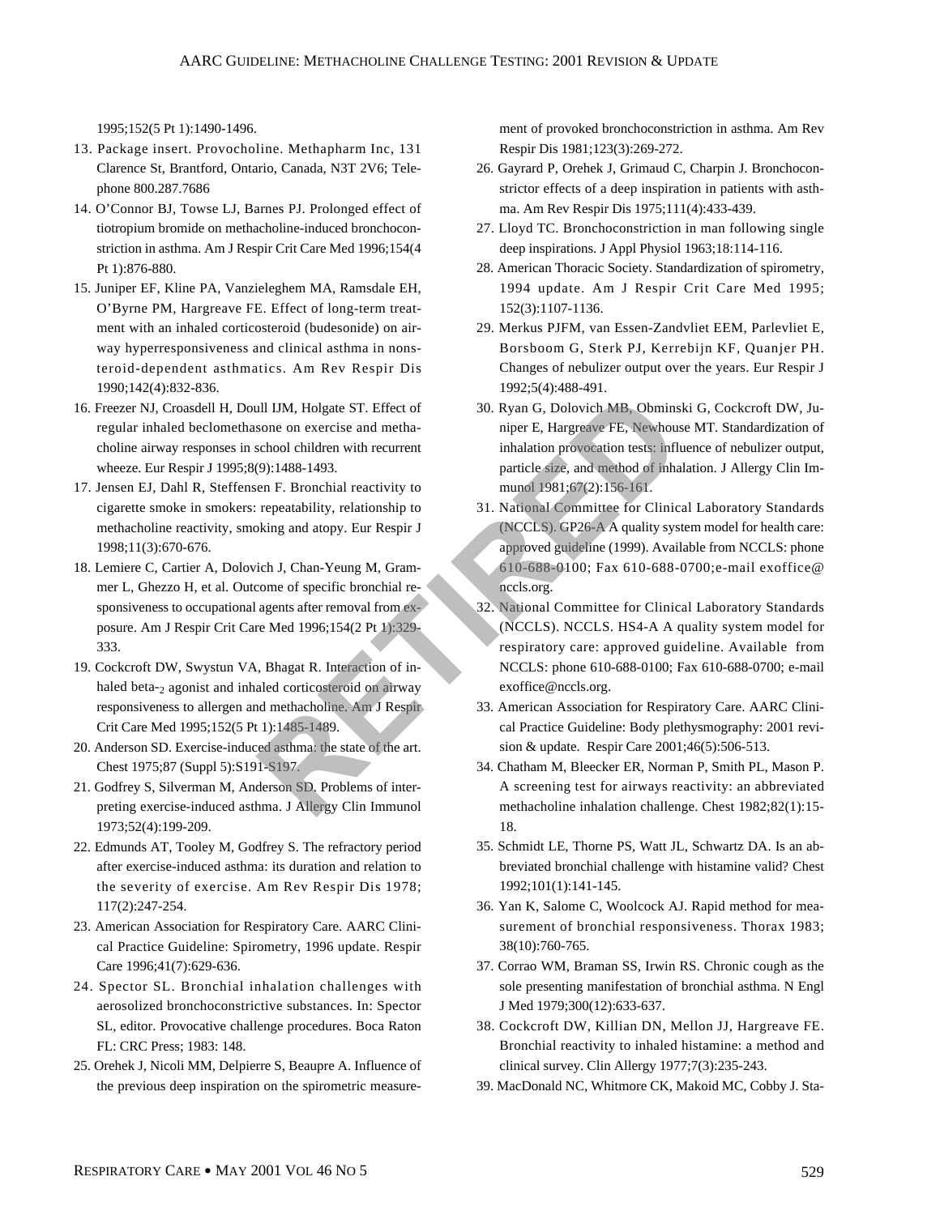1995;152(5 Pt 1):1490-1496.

13. Package insert. Provocholine. Methapharm Inc, 131 Clarence St, Brantford, Ontario, Canada, N3T 2V6; Telephone 800.287.7686
14. O'Connor BJ, Towse LJ, Barnes PJ. Prolonged effect of tiotropium bromide on methacholine-induced bronchoconstriction in asthma. Am J Respir Crit Care Med 1996;154(4 Pt 1):876-880.
15. Juniper EF, Kline PA, Vanzieleghem MA, Ramsdale EH, O'Byrne PM, Hargreave FE. Effect of long-term treatment with an inhaled corticosteroid (budesonide) on airway hyperresponsiveness and clinical asthma in nonsteroid-dependent asthmatics. Am Rev Respir Dis 1990;142(4):832-836.
16. Freezer NJ, Croasdell H, Doull IJM, Holgate ST. Effect of regular inhaled beclomethasone on exercise and methacholine airway responses in school children with recurrent wheeze. Eur Respir J 1995;8(9):1488-1493.
17. Jensen EJ, Dahl R, Steffensen F. Bronchial reactivity to cigarette smoke in smokers: repeatability, relationship to methacholine reactivity, smoking and atopy. Eur Respir J 1998;11(3):670-676.
18. Lemiere C, Cartier A, Dolovich J, Chan-Yeung M, Grammer L, Ghezzo H, et al. Outcome of specific bronchial responsiveness to occupational agents after removal from exposure. Am J Respir Crit Care Med 1996;154(2 Pt 1):329-333.
19. Cockcroft DW, Swystun VA, Bhagat R. Interaction of inhaled beta-$_2$ agonist and inhaled corticosteroid on airway responsiveness to allergen and methacholine. Am J Respir Crit Care Med 1995;152(5 Pt 1):1485-1489.
20. Anderson SD. Exercise-induced asthma: the state of the art. Chest 1975;87 (Suppl 5):S191-S197.
21. Godfrey S, Silverman M, Anderson SD. Problems of interpreting exercise-induced asthma. J Allergy Clin Immunol 1973;52(4):199-209.
22. Edmunds AT, Tooley M, Godfrey S. The refractory period after exercise-induced asthma: its duration and relation to the severity of exercise. Am Rev Respir Dis 1978; 117(2):247-254.
23. American Association for Respiratory Care. AARC Clinical Practice Guideline: Spirometry, 1996 update. Respir Care 1996;41(7):629-636.
24. Spector SL. Bronchial inhalation challenges with aerosolized bronchoconstrictive substances. In: Spector SL, editor. Provocative challenge procedures. Boca Raton FL: CRC Press; 1983: 148.
25. Orehek J, Nicoli MM, Delpierre S, Beaupre A. Influence of the previous deep inspiration on the spirometric measurement of provoked bronchoconstriction in asthma. Am Rev Respir Dis 1981;123(3):269-272.
26. Gayrard P, Orehek J, Grimaud C, Charpin J. Bronchoconstrictor effects of a deep inspiration in patients with asthma. Am Rev Respir Dis 1975;111(4):433-439.
27. Lloyd TC. Bronchoconstriction in man following single deep inspirations. J Appl Physiol 1963;18:114-116.
28. American Thoracic Society. Standardization of spirometry, 1994 update. Am J Respir Crit Care Med 1995; 152(3):1107-1136.
29. Merkus PJFM, van Essen-Zandvliet EEM, Parlevliet E, Borsboom G, Sterk PJ, Kerrebijn KF, Quanjer PH. Changes of nebulizer output over the years. Eur Respir J 1992;5(4):488-491.
30. Ryan G, Dolovich MB, Obminski G, Cockcroft DW, Juniper E, Hargreave FE, Newhouse MT. Standardization of inhalation provocation tests: influence of nebulizer output, particle size, and method of inhalation. J Allergy Clin Immunol 1981;67(2):156-161.
31. National Committee for Clinical Laboratory Standards (NCCLS). GP26-A A quality system model for health care: approved guideline (1999). Available from NCCLS: phone 610-688-0100; Fax 610-688-0700;e-mail exoffice@nccls.org.
32. National Committee for Clinical Laboratory Standards (NCCLS). NCCLS. HS4-A A quality system model for respiratory care: approved guideline. Available from NCCLS: phone 610-688-0100; Fax 610-688-0700; e-mail exoffice@nccls.org.
33. American Association for Respiratory Care. AARC Clinical Practice Guideline: Body plethysmography: 2001 revision & update. Respir Care 2001;46(5):506-513.
34. Chatham M, Bleecker ER, Norman P, Smith PL, Mason P. A screening test for airways reactivity: an abbreviated methacholine inhalation challenge. Chest 1982;82(1):15-18.
35. Schmidt LE, Thorne PS, Watt JL, Schwartz DA. Is an abbreviated bronchial challenge with histamine valid? Chest 1992;101(1):141-145.
36. Yan K, Salome C, Woolcock AJ. Rapid method for measurement of bronchial responsiveness. Thorax 1983; 38(10):760-765.
37. Corrao WM, Braman SS, Irwin RS. Chronic cough as the sole presenting manifestation of bronchial asthma. N Engl J Med 1979;300(12):633-637.
38. Cockcroft DW, Killian DN, Mellon JJ, Hargreave FE. Bronchial reactivity to inhaled histamine: a method and clinical survey. Clin Allergy 1977;7(3):235-243.
39. MacDonald NC, Whitmore CK, Makoid MC, Cobby J. Sta-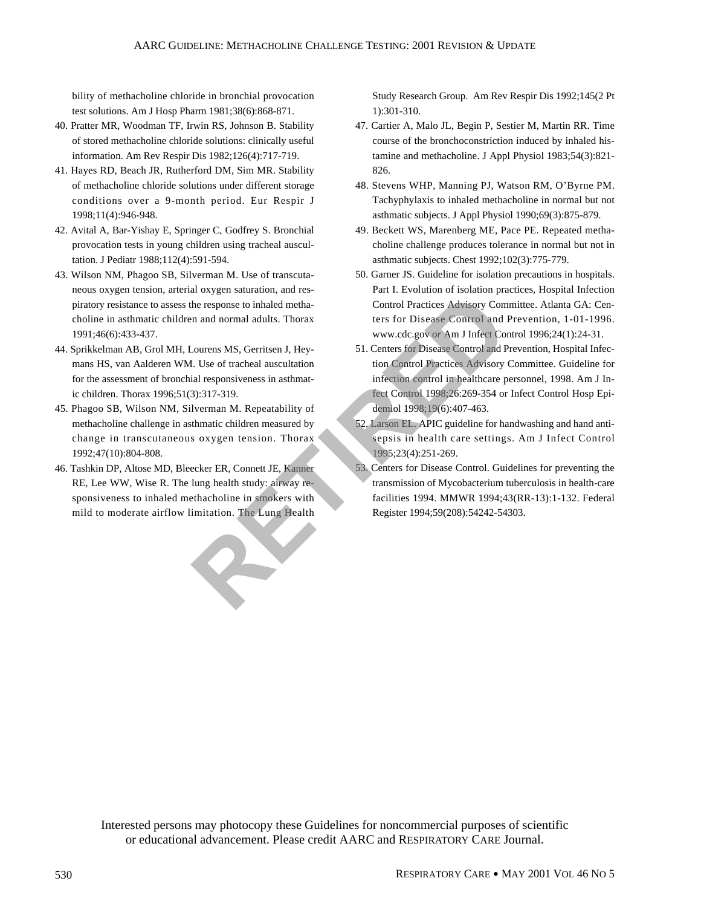bility of methacholine chloride in bronchial provocation test solutions. Am J Hosp Pharm 1981;38(6):868-871.

40. Pratter MR, Woodman TF, Irwin RS, Johnson B. Stability of stored methacholine chloride solutions: clinically useful information. Am Rev Respir Dis 1982;126(4):717-719.
41. Hayes RD, Beach JR, Rutherford DM, Sim MR. Stability of methacholine chloride solutions under different storage conditions over a 9-month period. Eur Respir J 1998;11(4):946-948.
42. Avital A, Bar-Yishay E, Springer C, Godfrey S. Bronchial provocation tests in young children using tracheal auscultation. J Pediatr 1988;112(4):591-594.
43. Wilson NM, Phagoo SB, Silverman M. Use of transcutaneous oxygen tension, arterial oxygen saturation, and respiratory resistance to assess the response to inhaled methacholine in asthmatic children and normal adults. Thorax 1991;46(6):433-437.
44. Sprikkelman AB, Grol MH, Lourens MS, Gerritsen J, Heymans HS, van Aalderen WM. Use of tracheal auscultation for the assessment of bronchial responsiveness in asthmatic children. Thorax 1996;51(3):317-319.
45. Phagoo SB, Wilson NM, Silverman M. Repeatability of methacholine challenge in asthmatic children measured by change in transcutaneous oxygen tension. Thorax 1992;47(10):804-808.
46. Tashkin DP, Altose MD, Bleecker ER, Connett JE, Kanner RE, Lee WW, Wise R. The lung health study: airway responsiveness to inhaled methacholine in smokers with mild to moderate airflow limitation. The Lung Health Study Research Group. Am Rev Respir Dis 1992;145(2 Pt 1):301-310.
47. Cartier A, Malo JL, Begin P, Sestier M, Martin RR. Time course of the bronchoconstriction induced by inhaled histamine and methacholine. J Appl Physiol 1983;54(3):821-826.
48. Stevens WHP, Manning PJ, Watson RM, O'Byrne PM. Tachyphylaxis to inhaled methacholine in normal but not asthmatic subjects. J Appl Physiol 1990;69(3):875-879.
49. Beckett WS, Marenberg ME, Pace PE. Repeated methacholine challenge produces tolerance in normal but not in asthmatic subjects. Chest 1992;102(3):775-779.
50. Garner JS. Guideline for isolation precautions in hospitals. Part I. Evolution of isolation practices, Hospital Infection Control Practices Advisory Committee. Atlanta GA: Centers for Disease Control and Prevention, 1-01-1996. www.cdc.gov *or* Am J Infect Control 1996;24(1):24-31.
51. Centers for Disease Control and Prevention, Hospital Infection Control Practices Advisory Committee. Guideline for infection control in healthcare personnel, 1998. Am J Infect Control 1998;26:269-354 or Infect Control Hosp Epidemiol 1998;19(6):407-463.
52. Larson EL. APIC guideline for handwashing and hand antisepsis in health care settings. Am J Infect Control 1995;23(4):251-269.
53. Centers for Disease Control. Guidelines for preventing the transmission of Mycobacterium tuberculosis in health-care facilities 1994. MMWR 1994;43(RR-13):1-132. Federal Register 1994;59(208):54242-54303.

RETIRED

Interested persons may photocopy these Guidelines for noncommercial purposes of scientific or educational advancement. Please credit AARC and RESPIRATORY CARE Journal.